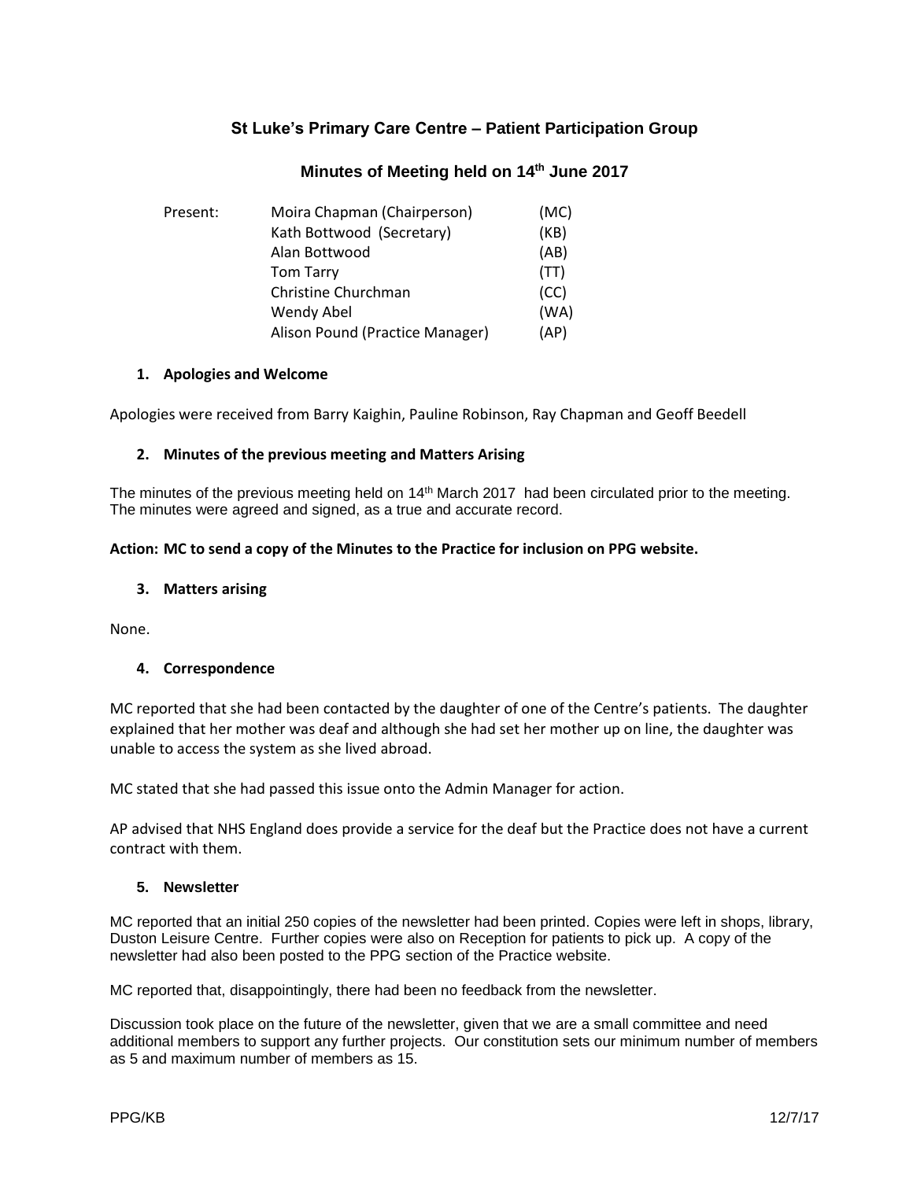# St Luke's Primary Care Centre – Patient Participation Group

## Minutes of Meeting held on 14th June 2017

| Present: | | |
|---|---|---|
| | Moira Chapman (Chairperson) | (MC) |
| | Kath Bottwood (Secretary) | (KB) |
| | Alan Bottwood | (AB) |
| | Tom Tarry | (TT) |
| | Christine Churchman | (CC) |
| | Wendy Abel | (WA) |
| | Alison Pound (Practice Manager) | (AP) |

### 1. Apologies and Welcome

Apologies were received from Barry Kaighin, Pauline Robinson, Ray Chapman and Geoff Beedell

### 2. Minutes of the previous meeting and Matters Arising

The minutes of the previous meeting held on 14th March 2017 had been circulated prior to the meeting. The minutes were agreed and signed, as a true and accurate record.

**Action: MC to send a copy of the Minutes to the Practice for inclusion on PPG website.**

### 3. Matters arising

None.

### 4. Correspondence

MC reported that she had been contacted by the daughter of one of the Centre's patients. The daughter explained that her mother was deaf and although she had set her mother up on line, the daughter was unable to access the system as she lived abroad.

MC stated that she had passed this issue onto the Admin Manager for action.

AP advised that NHS England does provide a service for the deaf but the Practice does not have a current contract with them.

### 5. Newsletter

MC reported that an initial 250 copies of the newsletter had been printed. Copies were left in shops, library, Duston Leisure Centre. Further copies were also on Reception for patients to pick up. A copy of the newsletter had also been posted to the PPG section of the Practice website.

MC reported that, disappointingly, there had been no feedback from the newsletter.

Discussion took place on the future of the newsletter, given that we are a small committee and need additional members to support any further projects. Our constitution sets our minimum number of members as 5 and maximum number of members as 15.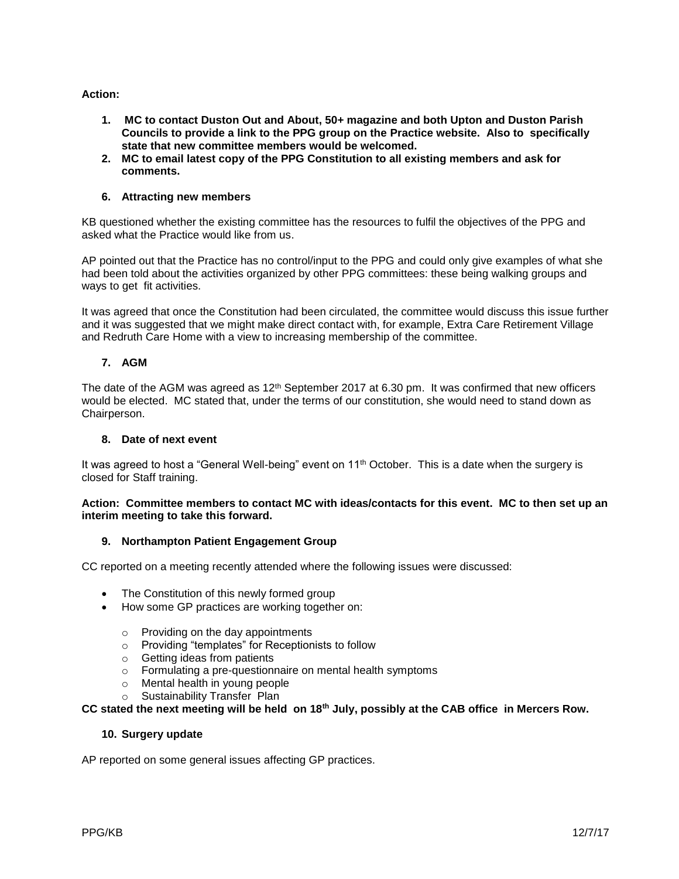**Action:**

1. **MC to contact Duston Out and About, 50+ magazine and both Upton and Duston Parish Councils to provide a link to the PPG group on the Practice website. Also to specifically state that new committee members would be welcomed.**
2. **MC to email latest copy of the PPG Constitution to all existing members and ask for comments.**

### 6. Attracting new members

KB questioned whether the existing committee has the resources to fulfil the objectives of the PPG and asked what the Practice would like from us.

AP pointed out that the Practice has no control/input to the PPG and could only give examples of what she had been told about the activities organized by other PPG committees: these being walking groups and ways to get fit activities.

It was agreed that once the Constitution had been circulated, the committee would discuss this issue further and it was suggested that we might make direct contact with, for example, Extra Care Retirement Village and Redruth Care Home with a view to increasing membership of the committee.

### 7. AGM

The date of the AGM was agreed as 12th September 2017 at 6.30 pm. It was confirmed that new officers would be elected. MC stated that, under the terms of our constitution, she would need to stand down as Chairperson.

### 8. Date of next event

It was agreed to host a "General Well-being" event on 11th October. This is a date when the surgery is closed for Staff training.

**Action: Committee members to contact MC with ideas/contacts for this event. MC to then set up an interim meeting to take this forward.**

### 9. Northampton Patient Engagement Group

CC reported on a meeting recently attended where the following issues were discussed:

- The Constitution of this newly formed group
- How some GP practices are working together on:
  - Providing on the day appointments
  - Providing "templates" for Receptionists to follow
  - Getting ideas from patients
  - Formulating a pre-questionnaire on mental health symptoms
  - Mental health in young people
  - Sustainability Transfer Plan

**CC stated the next meeting will be held on 18th July, possibly at the CAB office in Mercers Row.**

### 10. Surgery update

AP reported on some general issues affecting GP practices.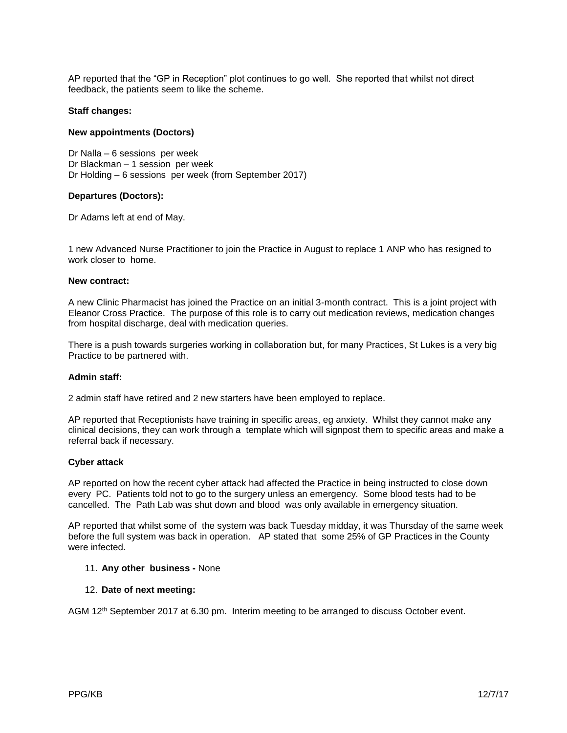AP reported that the "GP in Reception" plot continues to go well. She reported that whilst not direct feedback, the patients seem to like the scheme.

**Staff changes:**

**New appointments (Doctors)**

Dr Nalla – 6 sessions per week
Dr Blackman – 1 session per week
Dr Holding – 6 sessions per week (from September 2017)

**Departures (Doctors):**

Dr Adams left at end of May.

1 new Advanced Nurse Practitioner to join the Practice in August to replace 1 ANP who has resigned to work closer to home.

**New contract:**

A new Clinic Pharmacist has joined the Practice on an initial 3-month contract. This is a joint project with Eleanor Cross Practice. The purpose of this role is to carry out medication reviews, medication changes from hospital discharge, deal with medication queries.

There is a push towards surgeries working in collaboration but, for many Practices, St Lukes is a very big Practice to be partnered with.

**Admin staff:**

2 admin staff have retired and 2 new starters have been employed to replace.

AP reported that Receptionists have training in specific areas, eg anxiety. Whilst they cannot make any clinical decisions, they can work through a template which will signpost them to specific areas and make a referral back if necessary.

**Cyber attack**

AP reported on how the recent cyber attack had affected the Practice in being instructed to close down every PC. Patients told not to go to the surgery unless an emergency. Some blood tests had to be cancelled. The Path Lab was shut down and blood was only available in emergency situation.

AP reported that whilst some of the system was back Tuesday midday, it was Thursday of the same week before the full system was back in operation. AP stated that some 25% of GP Practices in the County were infected.

11. **Any other business -** None

12. **Date of next meeting:**

AGM 12th September 2017 at 6.30 pm. Interim meeting to be arranged to discuss October event.

PPG/KB 12/7/17